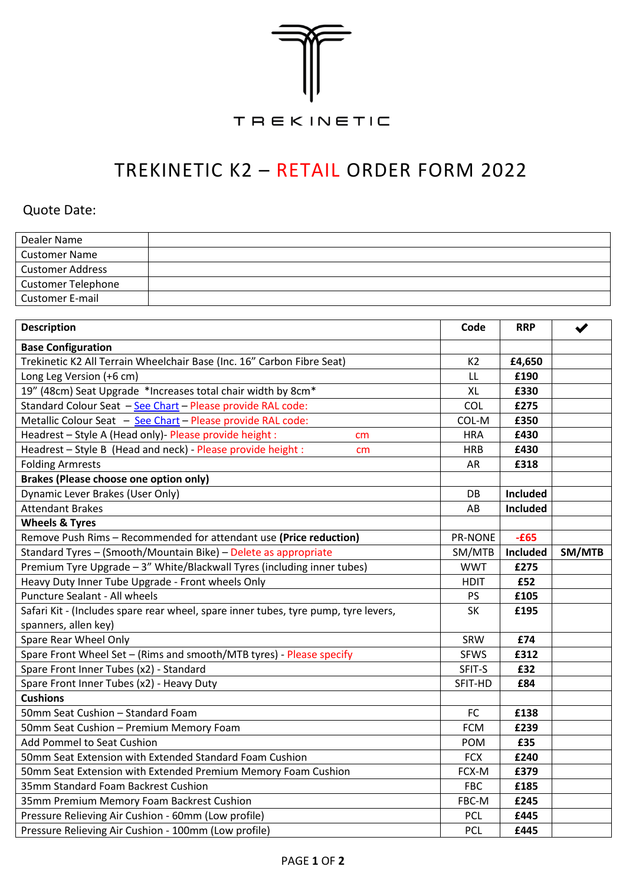TREKINETIC

# TREKINETIC K2 – RETAIL ORDER FORM 2022

Quote Date:

| | |
|---|---|
| Dealer Name | |
| Customer Name | |
| Customer Address | |
| Customer Telephone | |
| Customer E-mail | |

| Description | Code | RRP | ✔ |
|---|---|---|---|
| **Base Configuration** | | | |
| Trekinetic K2 All Terrain Wheelchair Base (Inc. 16" Carbon Fibre Seat) | K2 | **£4,650** | |
| Long Leg Version (+6 cm) | LL | **£190** | |
| 19" (48cm) Seat Upgrade *Increases total chair width by 8cm* | XL | **£330** | |
| Standard Colour Seat – See Chart – Please provide RAL code: | COL | **£275** | |
| Metallic Colour Seat – See Chart – Please provide RAL code: | COL-M | **£350** | |
| Headrest – Style A (Head only)- Please provide height : cm | HRA | **£430** | |
| Headrest – Style B (Head and neck) - Please provide height : cm | HRB | **£430** | |
| Folding Armrests | AR | **£318** | |
| **Brakes (Please choose one option only)** | | | |
| Dynamic Lever Brakes (User Only) | DB | **Included** | |
| Attendant Brakes | AB | **Included** | |
| **Wheels & Tyres** | | | |
| Remove Push Rims – Recommended for attendant use **(Price reduction)** | PR-NONE | **-£65** | |
| Standard Tyres – (Smooth/Mountain Bike) – Delete as appropriate | SM/MTB | **Included** | **SM/MTB** |
| Premium Tyre Upgrade – 3" White/Blackwall Tyres (including inner tubes) | WWT | **£275** | |
| Heavy Duty Inner Tube Upgrade - Front wheels Only | HDIT | **£52** | |
| Puncture Sealant - All wheels | PS | **£105** | |
| Safari Kit - (Includes spare rear wheel, spare inner tubes, tyre pump, tyre levers, spanners, allen key) | SK | **£195** | |
| Spare Rear Wheel Only | SRW | **£74** | |
| Spare Front Wheel Set – (Rims and smooth/MTB tyres) - Please specify | SFWS | **£312** | |
| Spare Front Inner Tubes (x2) - Standard | SFIT-S | **£32** | |
| Spare Front Inner Tubes (x2) - Heavy Duty | SFIT-HD | **£84** | |
| **Cushions** | | | |
| 50mm Seat Cushion – Standard Foam | FC | **£138** | |
| 50mm Seat Cushion – Premium Memory Foam | FCM | **£239** | |
| Add Pommel to Seat Cushion | POM | **£35** | |
| 50mm Seat Extension with Extended Standard Foam Cushion | FCX | **£240** | |
| 50mm Seat Extension with Extended Premium Memory Foam Cushion | FCX-M | **£379** | |
| 35mm Standard Foam Backrest Cushion | FBC | **£185** | |
| 35mm Premium Memory Foam Backrest Cushion | FBC-M | **£245** | |
| Pressure Relieving Air Cushion - 60mm (Low profile) | PCL | **£445** | |
| Pressure Relieving Air Cushion - 100mm (Low profile) | PCL | **£445** | |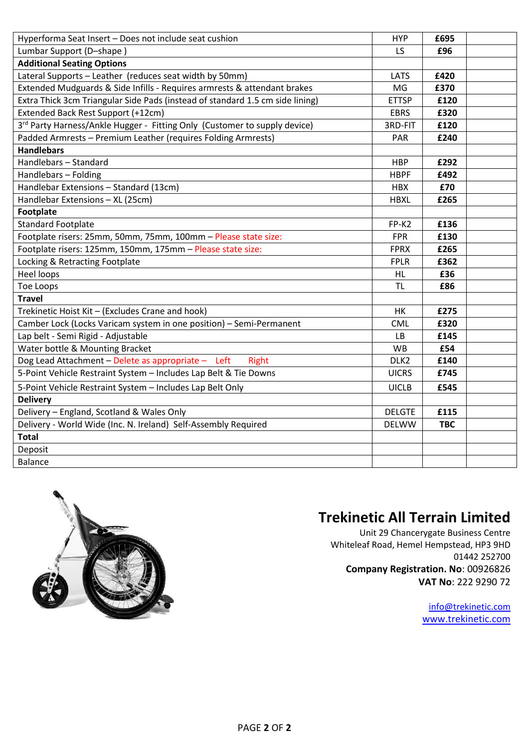| | | | |
|---|---|---|---|
| Hyperforma Seat Insert – Does not include seat cushion | HYP | **£695** | |
| Lumbar Support (D–shape ) | LS | **£96** | |
| **Additional Seating Options** | | | |
| Lateral Supports – Leather (reduces seat width by 50mm) | LATS | **£420** | |
| Extended Mudguards & Side Infills - Requires armrests & attendant brakes | MG | **£370** | |
| Extra Thick 3cm Triangular Side Pads (instead of standard 1.5 cm side lining) | ETTSP | **£120** | |
| Extended Back Rest Support (+12cm) | EBRS | **£320** | |
| 3rd Party Harness/Ankle Hugger - Fitting Only (Customer to supply device) | 3RD-FIT | **£120** | |
| Padded Armrests – Premium Leather (requires Folding Armrests) | PAR | **£240** | |
| **Handlebars** | | | |
| Handlebars – Standard | HBP | **£292** | |
| Handlebars – Folding | HBPF | **£492** | |
| Handlebar Extensions – Standard (13cm) | HBX | **£70** | |
| Handlebar Extensions – XL (25cm) | HBXL | **£265** | |
| **Footplate** | | | |
| Standard Footplate | FP-K2 | **£136** | |
| Footplate risers: 25mm, 50mm, 75mm, 100mm – Please state size: | FPR | **£130** | |
| Footplate risers: 125mm, 150mm, 175mm – Please state size: | FPRX | **£265** | |
| Locking & Retracting Footplate | FPLR | **£362** | |
| Heel loops | HL | **£36** | |
| Toe Loops | TL | **£86** | |
| **Travel** | | | |
| Trekinetic Hoist Kit – (Excludes Crane and hook) | HK | **£275** | |
| Camber Lock (Locks Varicam system in one position) – Semi-Permanent | CML | **£320** | |
| Lap belt - Semi Rigid - Adjustable | LB | **£145** | |
| Water bottle & Mounting Bracket | WB | **£54** | |
| Dog Lead Attachment – Delete as appropriate – Left Right | DLK2 | **£140** | |
| 5-Point Vehicle Restraint System – Includes Lap Belt & Tie Downs | UICRS | **£745** | |
| 5-Point Vehicle Restraint System – Includes Lap Belt Only | UICLB | **£545** | |
| **Delivery** | | | |
| Delivery – England, Scotland & Wales Only | DELGTE | **£115** | |
| Delivery - World Wide (Inc. N. Ireland) Self-Assembly Required | DELWW | **TBC** | |
| **Total** | | | |
| Deposit | | | |
| Balance | | | |

## Trekinetic All Terrain Limited

Unit 29 Chancerygate Business Centre
Whiteleaf Road, Hemel Hempstead, HP3 9HD
01442 252700
**Company Registration. No**: 00926826
**VAT No**: 222 9290 72

info@trekinetic.com
www.trekinetic.com